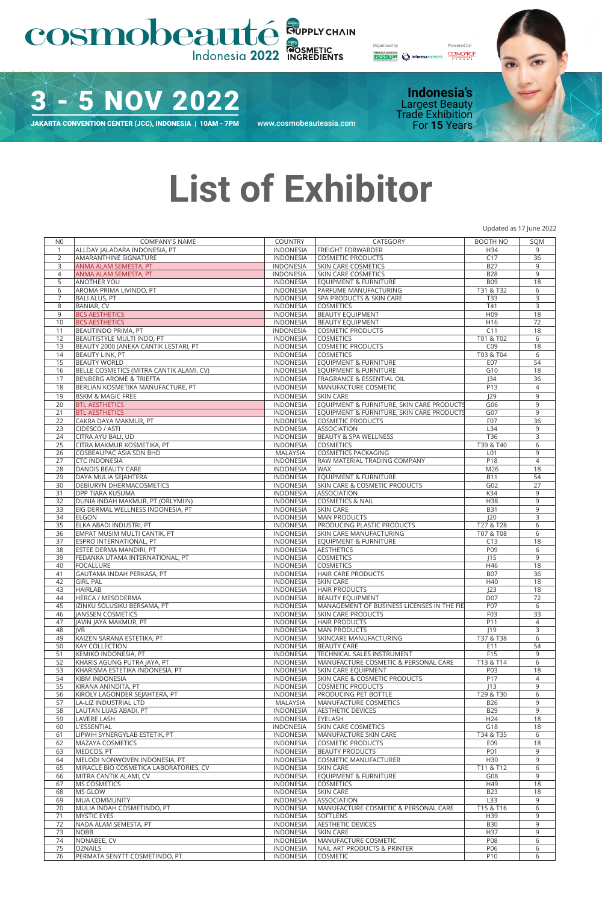cosmobeauté Indonesia 2022 | SUPPLY CHAIN | COSMETIC INGREDIENTS

Organised by | Powered by: COSMOPROF

# 3 - 5 NOV 2022

JAKARTA CONVENTION CENTER (JCC), INDONESIA | 10AM - 7PM

www.cosmobeauteasia.com

**Indonesia's** Largest Beauty Trade Exhibition For **15** Years

# List of Exhibitor

Updated as 17 June 2022

| NO | COMPANY'S NAME | COUNTRY | CATEGORY | BOOTH NO | SQM |
|---|---|---|---|---|---|
| 1 | ALLDAY JALADARA INDONESIA, PT | INDONESIA | FREIGHT FORWARDER | H34 | 9 |
| 2 | AMARANTHINE SIGNATURE | INDONESIA | COSMETIC PRODUCTS | C17 | 36 |
| 3 | ANMA ALAM SEMESTA, PT | INDONESIA | SKIN CARE COSMETICS | B27 | 9 |
| 4 | ANMA ALAM SEMESTA, PT | INDONESIA | SKIN CARE COSMETICS | B28 | 9 |
| 5 | ANOTHER YOU | INDONESIA | EQUIPMENT & FURNITURE | B09 | 18 |
| 6 | AROMA PRIMA LIVINDO, PT | INDONESIA | PARFUME MANUFACTURING | T31 & T32 | 6 |
| 7 | BALI ALUS, PT | INDONESIA | SPA PRODUCTS & SKIN CARE | T33 | 3 |
| 8 | BANIAR, CV | INDONESIA | COSMETICS | T41 | 3 |
| 9 | BCS AESTHETICS | INDONESIA | BEAUTY EQUIPMENT | H09 | 18 |
| 10 | BCS AESTHETICS | INDONESIA | BEAUTY EQUIPMENT | H16 | 72 |
| 11 | BEAUTINDO PRIMA, PT | INDONESIA | COSMETIC PRODUCTS | C11 | 18 |
| 12 | BEAUTISTYLE MULTI INDO, PT | INDONESIA | COSMETICS | T01 & T02 | 6 |
| 13 | BEAUTY 2000 (ANEKA CANTIK LESTARI, PT | INDONESIA | COSMETIC PRODUCTS | C09 | 18 |
| 14 | BEAUTY LINK, PT | INDONESIA | COSMETICS | T03 & T04 | 6 |
| 15 | BEAUTY WORLD | INDONESIA | EQUIPMENT & FURNITURE | E07 | 54 |
| 16 | BELLE COSMETICS (MITRA CANTIK ALAMI, CV) | INDONESIA | EQUIPMENT & FURNITURE | G10 | 18 |
| 17 | BENBERG AROME & TRIEFTA | INDONESIA | FRAGRANCE & ESSENTIAL OIL | J34 | 36 |
| 18 | BERLIAN KOSMETIKA MANUFACTURE, PT | INDONESIA | MANUFACTURE COSMETIC | P13 | 4 |
| 19 | BSKM & MAGIC FREE | INDONESIA | SKIN CARE | J29 | 9 |
| 20 | BTL AESTHETICS | INDONESIA | EQUIPMENT & FURNITURE, SKIN CARE PRODUCTS | G06 | 9 |
| 21 | BTL AESTHETICS | INDONESIA | EQUIPMENT & FURNITURE, SKIN CARE PRODUCTS | G07 | 9 |
| 22 | CAKRA DAYA MAKMUR, PT | INDONESIA | COSMETIC PRODUCTS | F07 | 36 |
| 23 | CIDESCO / ASTI | INDONESIA | ASSOCIATION | L34 | 9 |
| 24 | CITRA AYU BALI, UD | INDONESIA | BEAUTY & SPA WELLNESS | T36 | 3 |
| 25 | CITRA MAKMUR KOSMETIKA, PT | INDONESIA | COSMETICS | T39 & T40 | 6 |
| 26 | COSBEAUPAC ASIA SDN BHD | MALAYSIA | COSMETICS PACKAGING | L01 | 9 |
| 27 | CTC INDONESIA | INDONESIA | RAW MATERIAL TRADING COMPANY | P18 | 4 |
| 28 | DANDIS BEAUTY CARE | INDONESIA | WAX | M26 | 18 |
| 29 | DAYA MULIA SEJAHTERA | INDONESIA | EQUIPMENT & FURNITURE | B11 | 54 |
| 30 | DEBIURYN DHERMACOSMETICS | INDONESIA | SKIN CARE & COSMETIC PRODUCTS | G02 | 27 |
| 31 | DPP TIARA KUSUMA | INDONESIA | ASSOCIATION | K34 | 9 |
| 32 | DUNIA INDAH MAKMUR, PT (ORLYMIIN) | INDONESIA | COSMETICS & NAIL | H38 | 9 |
| 33 | EIG DERMAL WELLNESS INDONESIA, PT | INDONESIA | SKIN CARE | B31 | 9 |
| 34 | ELGON | INDONESIA | MAN PRODUCTS | J20 | 3 |
| 35 | ELKA ABADI INDUSTRI, PT | INDONESIA | PRODUCING PLASTIC PRODUCTS | T27 & T28 | 6 |
| 36 | EMPAT MUSIM MULTI CANTIK, PT | INDONESIA | SKIN CARE MANUFACTURING | T07 & T08 | 6 |
| 37 | ESPRO INTERNATIONAL, PT | INDONESIA | EQUIPMENT & FURNITURE | C13 | 18 |
| 38 | ESTEE DERMA MANDIRI, PT | INDONESIA | AESTHETICS | P09 | 6 |
| 39 | FEDANKA UTAMA INTERNATIONAL, PT | INDONESIA | COSMETICS | J15 | 9 |
| 40 | FOCALLURE | INDONESIA | COSMETICS | H46 | 18 |
| 41 | GAUTAMA INDAH PERKASA, PT | INDONESIA | HAIR CARE PRODUCTS | B07 | 36 |
| 42 | GIRL PAL | INDONESIA | SKIN CARE | H40 | 18 |
| 43 | HAIRLAB | INDONESIA | HAIR PRODUCTS | J23 | 18 |
| 44 | HERCA / MESODERMA | INDONESIA | BEAUTY EQUIPMENT | D07 | 72 |
| 45 | IZINKU SOLUSIKU BERSAMA, PT | INDONESIA | MANAGEMENT OF BUSINESS LICENSES IN THE FIE | P07 | 6 |
| 46 | JANSSEN COSMETICS | INDONESIA | SKIN CARE PRODUCTS | F03 | 33 |
| 47 | JAVIN JAYA MAKMUR, PT | INDONESIA | HAIR PRODUCTS | P11 | 4 |
| 48 | JVR | INDONESIA | MAN PRODUCTS | J19 | 3 |
| 49 | KAIZEN SARANA ESTETIKA, PT | INDONESIA | SKINCARE MANUFACTURING | T37 & T38 | 6 |
| 50 | KAY COLLECTION | INDONESIA | BEAUTY CARE | E11 | 54 |
| 51 | KEMIKO INDONESIA, PT | INDONESIA | TECHNICAL SALES INSTRUMENT | F15 | 9 |
| 52 | KHARIS AGUNG PUTRA JAYA, PT | INDONESIA | MANUFACTURE COSMETIC & PERSONAL CARE | T13 & T14 | 6 |
| 53 | KHARISMA ESTETIKA INDONESIA, PT | INDONESIA | SKIN CARE EQUIPMENT | P03 | 18 |
| 54 | KIBM INDONESIA | INDONESIA | SKIN CARE & COSMETIC PRODUCTS | P17 | 4 |
| 55 | KIRANA ANINDITA, PT | INDONESIA | COSMETIC PRODUCTS | J13 | 9 |
| 56 | KIROLY LAGONDER SEJAHTERA, PT | INDONESIA | PRODUCING PET BOTTLE | T29 & T30 | 6 |
| 57 | LA-LIZ INDUSTRIAL LTD | MALAYSIA | MANUFACTURE COSMETICS | B26 | 9 |
| 58 | LAUTAN LUAS ABADI, PT | INDONESIA | AESTHETIC DEVICES | B29 | 9 |
| 59 | LAVERE LASH | INDONESIA | EYELASH | H24 | 18 |
| 60 | L'ESSENTIAL | INDONESIA | SKIN CARE COSMETICS | G18 | 18 |
| 61 | LIPWIH SYNERGYLAB ESTETIK, PT | INDONESIA | MANUFACTURE SKIN CARE | T34 & T35 | 6 |
| 62 | MAZAYA COSMETICS | INDONESIA | COSMETIC PRODUCTS | E09 | 18 |
| 63 | MEDCOS, PT | INDONESIA | BEAUTY PRODUCTS | P01 | 9 |
| 64 | MELODI NONWOVEN INDONESIA, PT | INDONESIA | COSMETIC MANUFACTURER | H30 | 9 |
| 65 | MIRACLE BIO COSMETICA LABORATORIES, CV | INDONESIA | SKIN CARE | T11 & T12 | 6 |
| 66 | MITRA CANTIK ALAMI, CV | INDONESIA | EQUIPMENT & FURNITURE | G08 | 9 |
| 67 | MS COSMETICS | INDONESIA | COSMETICS | H49 | 18 |
| 68 | MS GLOW | INDONESIA | SKIN CARE | B23 | 18 |
| 69 | MUA COMMUNITY | INDONESIA | ASSOCIATION | L33 | 9 |
| 70 | MULIA INDAH COSMETINDO, PT | INDONESIA | MANUFACTURE COSMETIC & PERSONAL CARE | T15 & T16 | 6 |
| 71 | MYSTIC EYES | INDONESIA | SOFTLENS | H39 | 9 |
| 72 | NADA ALAM SEMESTA, PT | INDONESIA | AESTHETIC DEVICES | B30 | 9 |
| 73 | NOBB | INDONESIA | SKIN CARE | H37 | 9 |
| 74 | NONABEE, CV | INDONESIA | MANUFACTURE COSMETIC | P08 | 6 |
| 75 | O2NAILS | INDONESIA | NAIL ART PRODUCTS & PRINTER | P06 | 6 |
| 76 | PERMATA SENYTT COSMETINDO, PT | INDONESIA | COSMETIC | P10 | 6 |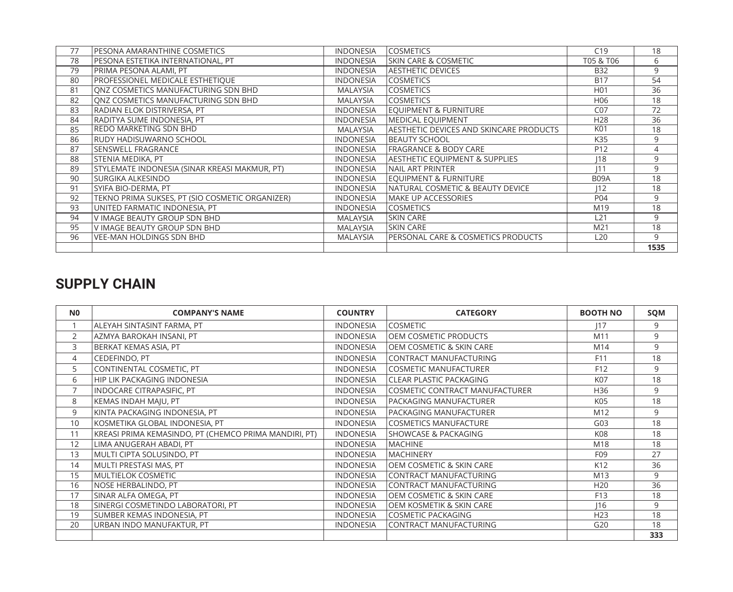| | | | | | |
|---|---|---|---|---|---|
| 77 | PESONA AMARANTHINE COSMETICS | INDONESIA | COSMETICS | C19 | 18 |
| 78 | PESONA ESTETIKA INTERNATIONAL, PT | INDONESIA | SKIN CARE & COSMETIC | T05 & T06 | 6 |
| 79 | PRIMA PESONA ALAMI, PT | INDONESIA | AESTHETIC DEVICES | B32 | 9 |
| 80 | PROFESSIONEL MEDICALE ESTHETIQUE | INDONESIA | COSMETICS | B17 | 54 |
| 81 | QNZ COSMETICS MANUFACTURING SDN BHD | MALAYSIA | COSMETICS | H01 | 36 |
| 82 | QNZ COSMETICS MANUFACTURING SDN BHD | MALAYSIA | COSMETICS | H06 | 18 |
| 83 | RADIAN ELOK DISTRIVERSA, PT | INDONESIA | EQUIPMENT & FURNITURE | C07 | 72 |
| 84 | RADITYA SUME INDONESIA, PT | INDONESIA | MEDICAL EQUIPMENT | H28 | 36 |
| 85 | REDO MARKETING SDN BHD | MALAYSIA | AESTHETIC DEVICES AND SKINCARE PRODUCTS | K01 | 18 |
| 86 | RUDY HADISUWARNO SCHOOL | INDONESIA | BEAUTY SCHOOL | K35 | 9 |
| 87 | SENSWELL FRAGRANCE | INDONESIA | FRAGRANCE & BODY CARE | P12 | 4 |
| 88 | STENIA MEDIKA, PT | INDONESIA | AESTHETIC EQUIPMENT & SUPPLIES | J18 | 9 |
| 89 | STYLEMATE INDONESIA (SINAR KREASI MAKMUR, PT) | INDONESIA | NAIL ART PRINTER | J11 | 9 |
| 90 | SURGIKA ALKESINDO | INDONESIA | EQUIPMENT & FURNITURE | B09A | 18 |
| 91 | SYIFA BIO-DERMA, PT | INDONESIA | NATURAL COSMETIC & BEAUTY DEVICE | J12 | 18 |
| 92 | TEKNO PRIMA SUKSES, PT (SIO COSMETIC ORGANIZER) | INDONESIA | MAKE UP ACCESSORIES | P04 | 9 |
| 93 | UNITED FARMATIC INDONESIA, PT | INDONESIA | COSMETICS | M19 | 18 |
| 94 | V IMAGE BEAUTY GROUP SDN BHD | MALAYSIA | SKIN CARE | L21 | 9 |
| 95 | V IMAGE BEAUTY GROUP SDN BHD | MALAYSIA | SKIN CARE | M21 | 18 |
| 96 | VEE-MAN HOLDINGS SDN BHD | MALAYSIA | PERSONAL CARE & COSMETICS PRODUCTS | L20 | 9 |
| | | | | | **1535** |

## SUPPLY CHAIN

| N0 | COMPANY'S NAME | COUNTRY | CATEGORY | BOOTH NO | SQM |
|---|---|---|---|---|---|
| 1 | ALEYAH SINTASINT FARMA, PT | INDONESIA | COSMETIC | J17 | 9 |
| 2 | AZMYA BAROKAH INSANI, PT | INDONESIA | OEM COSMETIC PRODUCTS | M11 | 9 |
| 3 | BERKAT KEMAS ASIA, PT | INDONESIA | OEM COSMETIC & SKIN CARE | M14 | 9 |
| 4 | CEDEFINDO, PT | INDONESIA | CONTRACT MANUFACTURING | F11 | 18 |
| 5 | CONTINENTAL COSMETIC, PT | INDONESIA | COSMETIC MANUFACTURER | F12 | 9 |
| 6 | HIP LIK PACKAGING INDONESIA | INDONESIA | CLEAR PLASTIC PACKAGING | K07 | 18 |
| 7 | INDOCARE CITRAPASIFIC, PT | INDONESIA | COSMETIC CONTRACT MANUFACTURER | H36 | 9 |
| 8 | KEMAS INDAH MAJU, PT | INDONESIA | PACKAGING MANUFACTURER | K05 | 18 |
| 9 | KINTA PACKAGING INDONESIA, PT | INDONESIA | PACKAGING MANUFACTURER | M12 | 9 |
| 10 | KOSMETIKA GLOBAL INDONESIA, PT | INDONESIA | COSMETICS MANUFACTURE | G03 | 18 |
| 11 | KREASI PRIMA KEMASINDO, PT (CHEMCO PRIMA MANDIRI, PT) | INDONESIA | SHOWCASE & PACKAGING | K08 | 18 |
| 12 | LIMA ANUGERAH ABADI, PT | INDONESIA | MACHINE | M18 | 18 |
| 13 | MULTI CIPTA SOLUSINDO, PT | INDONESIA | MACHINERY | F09 | 27 |
| 14 | MULTI PRESTASI MAS, PT | INDONESIA | OEM COSMETIC & SKIN CARE | K12 | 36 |
| 15 | MULTIELOK COSMETIC | INDONESIA | CONTRACT MANUFACTURING | M13 | 9 |
| 16 | NOSE HERBALINDO, PT | INDONESIA | CONTRACT MANUFACTURING | H20 | 36 |
| 17 | SINAR ALFA OMEGA, PT | INDONESIA | OEM COSMETIC & SKIN CARE | F13 | 18 |
| 18 | SINERGI COSMETINDO LABORATORI, PT | INDONESIA | OEM KOSMETIK & SKIN CARE | J16 | 9 |
| 19 | SUMBER KEMAS INDONESIA, PT | INDONESIA | COSMETIC PACKAGING | H23 | 18 |
| 20 | URBAN INDO MANUFAKTUR, PT | INDONESIA | CONTRACT MANUFACTURING | G20 | 18 |
| | | | | | **333** |